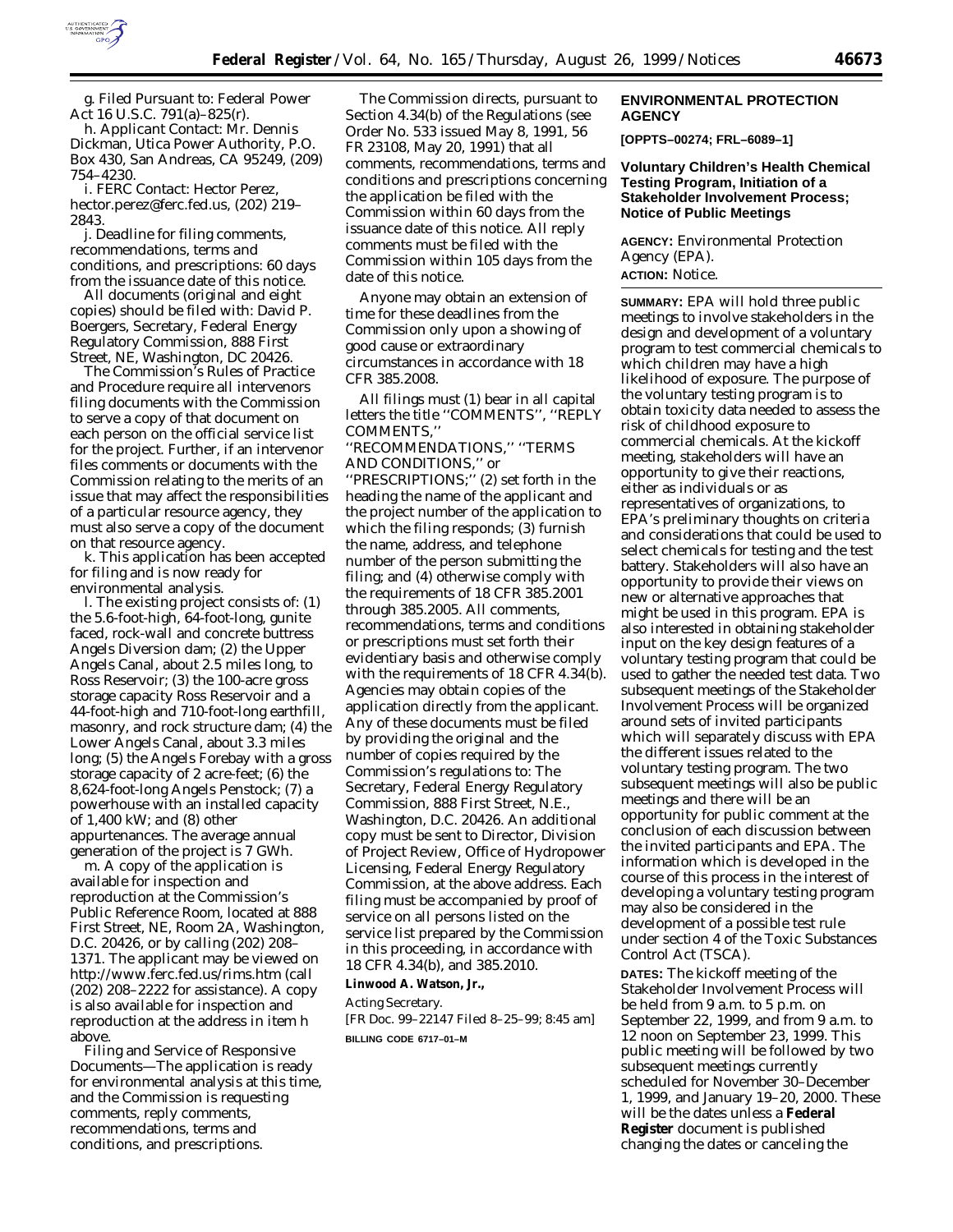g. Filed Pursuant to: Federal Power Act 16 U.S.C. 791(a)–825(r).

h. Applicant Contact: Mr. Dennis Dickman, Utica Power Authority, P.O. Box 430, San Andreas, CA 95249, (209) 754–4230.

i. FERC Contact: Hector Perez, hector.perez@ferc.fed.us, (202) 219–2843.

j. Deadline for filing comments, recommendations, terms and conditions, and prescriptions: 60 days from the issuance date of this notice.

All documents (original and eight copies) should be filed with: David P. Boergers, Secretary, Federal Energy Regulatory Commission, 888 First Street, NE, Washington, DC 20426.

The Commission's Rules of Practice and Procedure require all intervenors filing documents with the Commission to serve a copy of that document on each person on the official service list for the project. Further, if an intervenor files comments or documents with the Commission relating to the merits of an issue that may affect the responsibilities of a particular resource agency, they must also serve a copy of the document on that resource agency.

k. This application has been accepted for filing and is now ready for environmental analysis.

l. The existing project consists of: (1) the 5.6-foot-high, 64-foot-long, gunite faced, rock-wall and concrete buttress Angels Diversion dam; (2) the Upper Angels Canal, about 2.5 miles long, to Ross Reservoir; (3) the 100-acre gross storage capacity Ross Reservoir and a 44-foot-high and 710-foot-long earthfill, masonry, and rock structure dam; (4) the Lower Angels Canal, about 3.3 miles long; (5) the Angels Forebay with a gross storage capacity of 2 acre-feet; (6) the 8,624-foot-long Angels Penstock; (7) a powerhouse with an installed capacity of 1,400 kW; and (8) other appurtenances. The average annual generation of the project is 7 GWh.

m. A copy of the application is available for inspection and reproduction at the Commission's Public Reference Room, located at 888 First Street, NE, Room 2A, Washington, D.C. 20426, or by calling (202) 208–1371. The applicant may be viewed on http://www.ferc.fed.us/rims.htm (call (202) 208–2222 for assistance). A copy is also available for inspection and reproduction at the address in item h above.

Filing and Service of Responsive Documents—The application is ready for environmental analysis at this time, and the Commission is requesting comments, reply comments, recommendations, terms and conditions, and prescriptions.

The Commission directs, pursuant to Section 4.34(b) of the Regulations (see Order No. 533 issued May 8, 1991, 56 FR 23108, May 20, 1991) that all comments, recommendations, terms and conditions and prescriptions concerning the application be filed with the Commission within 60 days from the issuance date of this notice. All reply comments must be filed with the Commission within 105 days from the date of this notice.

Anyone may obtain an extension of time for these deadlines from the Commission only upon a showing of good cause or extraordinary circumstances in accordance with 18 CFR 385.2008.

All filings must (1) bear in all capital letters the title "COMMENTS", "REPLY COMMENTS," "RECOMMENDATIONS," "TERMS AND CONDITIONS," or "PRESCRIPTIONS;" (2) set forth in the heading the name of the applicant and the project number of the application to which the filing responds; (3) furnish the name, address, and telephone number of the person submitting the filing; and (4) otherwise comply with the requirements of 18 CFR 385.2001 through 385.2005. All comments, recommendations, terms and conditions or prescriptions must set forth their evidentiary basis and otherwise comply with the requirements of 18 CFR 4.34(b). Agencies may obtain copies of the application directly from the applicant. Any of these documents must be filed by providing the original and the number of copies required by the Commission's regulations to: The Secretary, Federal Energy Regulatory Commission, 888 First Street, N.E., Washington, D.C. 20426. An additional copy must be sent to Director, Division of Project Review, Office of Hydropower Licensing, Federal Energy Regulatory Commission, at the above address. Each filing must be accompanied by proof of service on all persons listed on the service list prepared by the Commission in this proceeding, in accordance with 18 CFR 4.34(b), and 385.2010.

**Linwood A. Watson, Jr.,**

*Acting Secretary.*

[FR Doc. 99–22147 Filed 8–25–99; 8:45 am]

**BILLING CODE 6717–01–M**

## ENVIRONMENTAL PROTECTION AGENCY

**[OPPTS–00274; FRL–6089–1]**

### Voluntary Children's Health Chemical Testing Program, Initiation of a Stakeholder Involvement Process; Notice of Public Meetings

**AGENCY:** Environmental Protection Agency (EPA).

**ACTION:** Notice.

**SUMMARY:** EPA will hold three public meetings to involve stakeholders in the design and development of a voluntary program to test commercial chemicals to which children may have a high likelihood of exposure. The purpose of the voluntary testing program is to obtain toxicity data needed to assess the risk of childhood exposure to commercial chemicals. At the kickoff meeting, stakeholders will have an opportunity to give their reactions, either as individuals or as representatives of organizations, to EPA's preliminary thoughts on criteria and considerations that could be used to select chemicals for testing and the test battery. Stakeholders will also have an opportunity to provide their views on new or alternative approaches that might be used in this program. EPA is also interested in obtaining stakeholder input on the key design features of a voluntary testing program that could be used to gather the needed test data. Two subsequent meetings of the Stakeholder Involvement Process will be organized around sets of invited participants which will separately discuss with EPA the different issues related to the voluntary testing program. The two subsequent meetings will also be public meetings and there will be an opportunity for public comment at the conclusion of each discussion between the invited participants and EPA. The information which is developed in the course of this process in the interest of developing a voluntary testing program may also be considered in the development of a possible test rule under section 4 of the Toxic Substances Control Act (TSCA).

**DATES:** The kickoff meeting of the Stakeholder Involvement Process will be held from 9 a.m. to 5 p.m. on September 22, 1999, and from 9 a.m. to 12 noon on September 23, 1999. This public meeting will be followed by two subsequent meetings currently scheduled for November 30–December 1, 1999, and January 19–20, 2000. These will be the dates unless a **Federal Register** document is published changing the dates or canceling the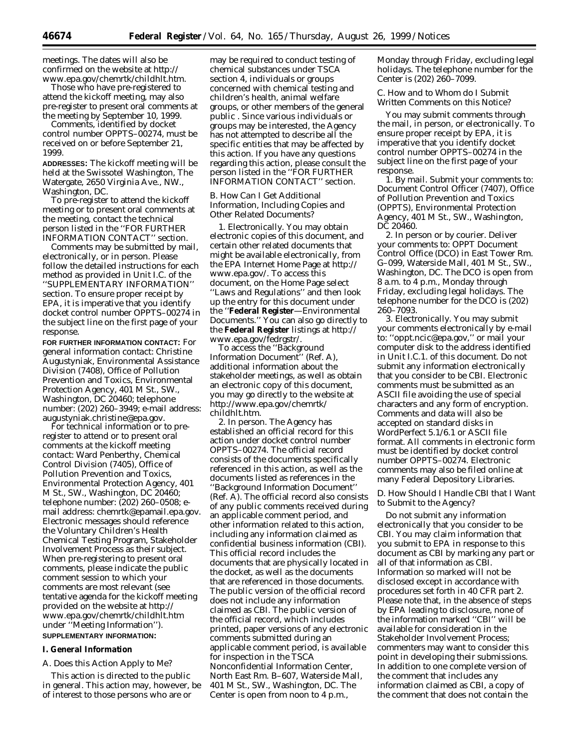meetings. The dates will also be confirmed on the website at http://www.epa.gov/chemrtk/childhlt.htm.

Those who have pre-registered to attend the kickoff meeting, may also pre-register to present oral comments at the meeting by September 10, 1999.

Comments, identified by docket control number OPPTS–00274, must be received on or before September 21, 1999.

**ADDRESSES:** The kickoff meeting will be held at the Swissotel Washington, The Watergate, 2650 Virginia Ave., NW., Washington, DC.

To pre-register to attend the kickoff meeting or to present oral comments at the meeting, contact the technical person listed in the ''FOR FURTHER INFORMATION CONTACT'' section.

Comments may be submitted by mail, electronically, or in person. Please follow the detailed instructions for each method as provided in Unit I.C. of the ''SUPPLEMENTARY INFORMATION'' section. To ensure proper receipt by EPA, it is imperative that you identify docket control number OPPTS–00274 in the subject line on the first page of your response.

**FOR FURTHER INFORMATION CONTACT:** For general information contact: Christine Augustyniak, Environmental Assistance Division (7408), Office of Pollution Prevention and Toxics, Environmental Protection Agency, 401 M St., SW., Washington, DC 20460; telephone number: (202) 260–3949; e-mail address: augustyniak.christine@epa.gov.

For technical information or to pre-register to attend or to present oral comments at the kickoff meeting contact: Ward Penberthy, Chemical Control Division (7405), Office of Pollution Prevention and Toxics, Environmental Protection Agency, 401 M St., SW., Washington, DC 20460; telephone number: (202) 260–0508; e-mail address: chemrtk@epamail.epa.gov. Electronic messages should reference the Voluntary Children's Health Chemical Testing Program, Stakeholder Involvement Process as their subject. When pre-registering to present oral comments, please indicate the public comment session to which your comments are most relevant (see tentative agenda for the kickoff meeting provided on the website at http://www.epa.gov/chemrtk/childhlt.htm under ''Meeting Information'').

**SUPPLEMENTARY INFORMATION:**

## I. General Information

### A. Does this Action Apply to Me?

This action is directed to the public in general. This action may, however, be of interest to those persons who are or may be required to conduct testing of chemical substances under TSCA section 4, individuals or groups concerned with chemical testing and children's health, animal welfare groups, or other members of the general public . Since various individuals or groups may be interested, the Agency has not attempted to describe all the specific entities that may be affected by this action. If you have any questions regarding this action, please consult the person listed in the ''FOR FURTHER INFORMATION CONTACT'' section.

### B. How Can I Get Additional Information, Including Copies and Other Related Documents?

1. *Electronically*. You may obtain electronic copies of this document, and certain other related documents that might be available electronically, from the EPA Internet Home Page at http://www.epa.gov/. To access this document, on the Home Page select ''Laws and Regulations'' and then look up the entry for this document under the ''**Federal Register**—Environmental Documents.'' You can also go directly to the **Federal Register** listings at http://www.epa.gov/fedrgstr/.

To access the ''Background Information Document'' (Ref. A), additional information about the stakeholder meetings, as well as obtain an electronic copy of this document, you may go directly to the website at http://www.epa.gov/chemrtk/childhlt.htm.

2. *In person*. The Agency has established an official record for this action under docket control number OPPTS–00274. The official record consists of the documents specifically referenced in this action, as well as the documents listed as references in the ''Background Information Document'' (Ref. A). The official record also consists of any public comments received during an applicable comment period, and other information related to this action, including any information claimed as confidential business information (CBI). This official record includes the documents that are physically located in the docket, as well as the documents that are referenced in those documents. The public version of the official record does not include any information claimed as CBI. The public version of the official record, which includes printed, paper versions of any electronic comments submitted during an applicable comment period, is available for inspection in the TSCA Nonconfidential Information Center, North East Rm. B–607, Waterside Mall, 401 M St., SW., Washington, DC. The Center is open from noon to 4 p.m., Monday through Friday, excluding legal holidays. The telephone number for the Center is (202) 260–7099.

### C. How and to Whom do I Submit Written Comments on this Notice?

You may submit comments through the mail, in person, or electronically. To ensure proper receipt by EPA, it is imperative that you identify docket control number OPPTS–00274 in the subject line on the first page of your response.

1. *By mail*. Submit your comments to: Document Control Officer (7407), Office of Pollution Prevention and Toxics (OPPTS), Environmental Protection Agency, 401 M St., SW., Washington, DC 20460.

2. *In person or by courier*. Deliver your comments to: OPPT Document Control Office (DCO) in East Tower Rm. G–099, Waterside Mall, 401 M St., SW., Washington, DC. The DCO is open from 8 a.m. to 4 p.m., Monday through Friday, excluding legal holidays. The telephone number for the DCO is (202) 260–7093.

3. *Electronically*. You may submit your comments electronically by e-mail to: ''oppt.ncic@epa.gov,'' or mail your computer disk to the address identified in Unit I.C.1. of this document. Do not submit any information electronically that you consider to be CBI. Electronic comments must be submitted as an ASCII file avoiding the use of special characters and any form of encryption. Comments and data will also be accepted on standard disks in WordPerfect 5.1/6.1 or ASCII file format. All comments in electronic form must be identified by docket control number OPPTS–00274. Electronic comments may also be filed online at many Federal Depository Libraries.

### D. How Should I Handle CBI that I Want to Submit to the Agency?

Do not submit any information electronically that you consider to be CBI. You may claim information that you submit to EPA in response to this document as CBI by marking any part or all of that information as CBI. Information so marked will not be disclosed except in accordance with procedures set forth in 40 CFR part 2. Please note that, in the absence of steps by EPA leading to disclosure, none of the information marked ''CBI'' will be available for consideration in the Stakeholder Involvement Process; commenters may want to consider this point in developing their submissions. In addition to one complete version of the comment that includes any information claimed as CBI, a copy of the comment that does not contain the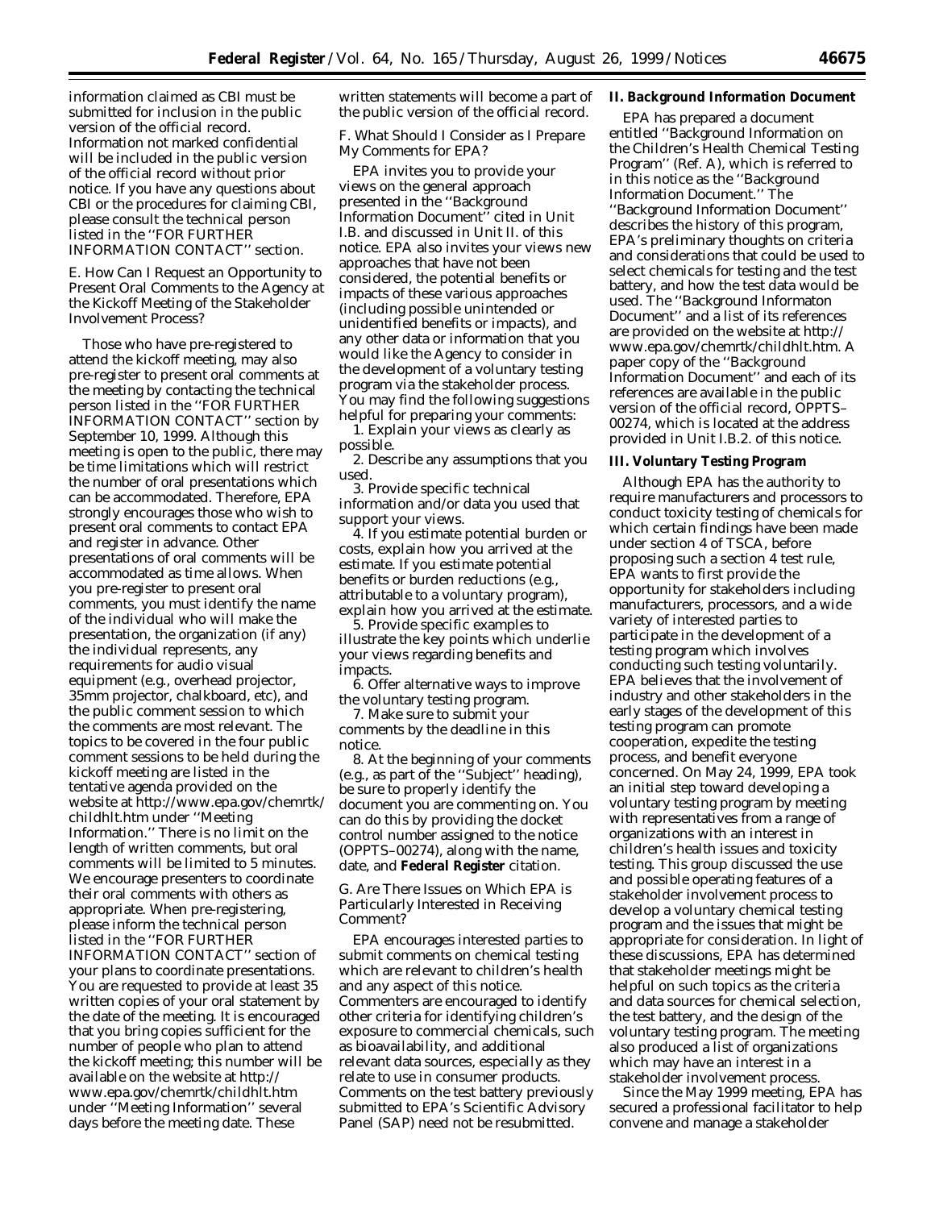information claimed as CBI must be submitted for inclusion in the public version of the official record. Information not marked confidential will be included in the public version of the official record without prior notice. If you have any questions about CBI or the procedures for claiming CBI, please consult the technical person listed in the ''FOR FURTHER INFORMATION CONTACT'' section.

*E. How Can I Request an Opportunity to Present Oral Comments to the Agency at the Kickoff Meeting of the Stakeholder Involvement Process?*

Those who have pre-registered to attend the kickoff meeting, may also pre-register to present oral comments at the meeting by contacting the technical person listed in the ''FOR FURTHER INFORMATION CONTACT'' section by September 10, 1999. Although this meeting is open to the public, there may be time limitations which will restrict the number of oral presentations which can be accommodated. Therefore, EPA strongly encourages those who wish to present oral comments to contact EPA and register in advance. Other presentations of oral comments will be accommodated as time allows. When you pre-register to present oral comments, you must identify the name of the individual who will make the presentation, the organization (if any) the individual represents, any requirements for audio visual equipment (e.g., overhead projector, 35mm projector, chalkboard, etc), and the public comment session to which the comments are most relevant. The topics to be covered in the four public comment sessions to be held during the kickoff meeting are listed in the tentative agenda provided on the website at http://www.epa.gov/chemrtk/childhlt.htm under ''Meeting Information.'' There is no limit on the length of written comments, but oral comments will be limited to 5 minutes. We encourage presenters to coordinate their oral comments with others as appropriate. When pre-registering, please inform the technical person listed in the ''FOR FURTHER INFORMATION CONTACT'' section of your plans to coordinate presentations. You are requested to provide at least 35 written copies of your oral statement by the date of the meeting. It is encouraged that you bring copies sufficient for the number of people who plan to attend the kickoff meeting; this number will be available on the website at http://www.epa.gov/chemrtk/childhlt.htm under ''Meeting Information'' several days before the meeting date. These written statements will become a part of the public version of the official record.

*F. What Should I Consider as I Prepare My Comments for EPA?*

EPA invites you to provide your views on the general approach presented in the ''Background Information Document'' cited in Unit I.B. and discussed in Unit II. of this notice. EPA also invites your views new approaches that have not been considered, the potential benefits or impacts of these various approaches (including possible unintended or unidentified benefits or impacts), and any other data or information that you would like the Agency to consider in the development of a voluntary testing program via the stakeholder process. You may find the following suggestions helpful for preparing your comments:

1. Explain your views as clearly as possible.
2. Describe any assumptions that you used.
3. Provide specific technical information and/or data you used that support your views.
4. If you estimate potential burden or costs, explain how you arrived at the estimate. If you estimate potential benefits or burden reductions (e.g., attributable to a voluntary program), explain how you arrived at the estimate.
5. Provide specific examples to illustrate the key points which underlie your views regarding benefits and impacts.
6. Offer alternative ways to improve the voluntary testing program.
7. Make sure to submit your comments by the deadline in this notice.
8. At the beginning of your comments (e.g., as part of the ''Subject'' heading), be sure to properly identify the document you are commenting on. You can do this by providing the docket control number assigned to the notice (OPPTS–00274), along with the name, date, and **Federal Register** citation.

*G. Are There Issues on Which EPA is Particularly Interested in Receiving Comment?*

EPA encourages interested parties to submit comments on chemical testing which are relevant to children's health and any aspect of this notice. Commenters are encouraged to identify other criteria for identifying children's exposure to commercial chemicals, such as bioavailability, and additional relevant data sources, especially as they relate to use in consumer products. Comments on the test battery previously submitted to EPA's Scientific Advisory Panel (SAP) need not be resubmitted.

**II. Background Information Document**

EPA has prepared a document entitled ''Background Information on the Children's Health Chemical Testing Program'' (Ref. A), which is referred to in this notice as the ''Background Information Document.'' The ''Background Information Document'' describes the history of this program, EPA's preliminary thoughts on criteria and considerations that could be used to select chemicals for testing and the test battery, and how the test data would be used. The ''Background Informaton Document'' and a list of its references are provided on the website at http://www.epa.gov/chemrtk/childhlt.htm. A paper copy of the ''Background Information Document'' and each of its references are available in the public version of the official record, OPPTS–00274, which is located at the address provided in Unit I.B.2. of this notice.

**III. Voluntary Testing Program**

Although EPA has the authority to require manufacturers and processors to conduct toxicity testing of chemicals for which certain findings have been made under section 4 of TSCA, before proposing such a section 4 test rule, EPA wants to first provide the opportunity for stakeholders including manufacturers, processors, and a wide variety of interested parties to participate in the development of a testing program which involves conducting such testing voluntarily. EPA believes that the involvement of industry and other stakeholders in the early stages of the development of this testing program can promote cooperation, expedite the testing process, and benefit everyone concerned. On May 24, 1999, EPA took an initial step toward developing a voluntary testing program by meeting with representatives from a range of organizations with an interest in children's health issues and toxicity testing. This group discussed the use and possible operating features of a stakeholder involvement process to develop a voluntary chemical testing program and the issues that might be appropriate for consideration. In light of these discussions, EPA has determined that stakeholder meetings might be helpful on such topics as the criteria and data sources for chemical selection, the test battery, and the design of the voluntary testing program. The meeting also produced a list of organizations which may have an interest in a stakeholder involvement process.

Since the May 1999 meeting, EPA has secured a professional facilitator to help convene and manage a stakeholder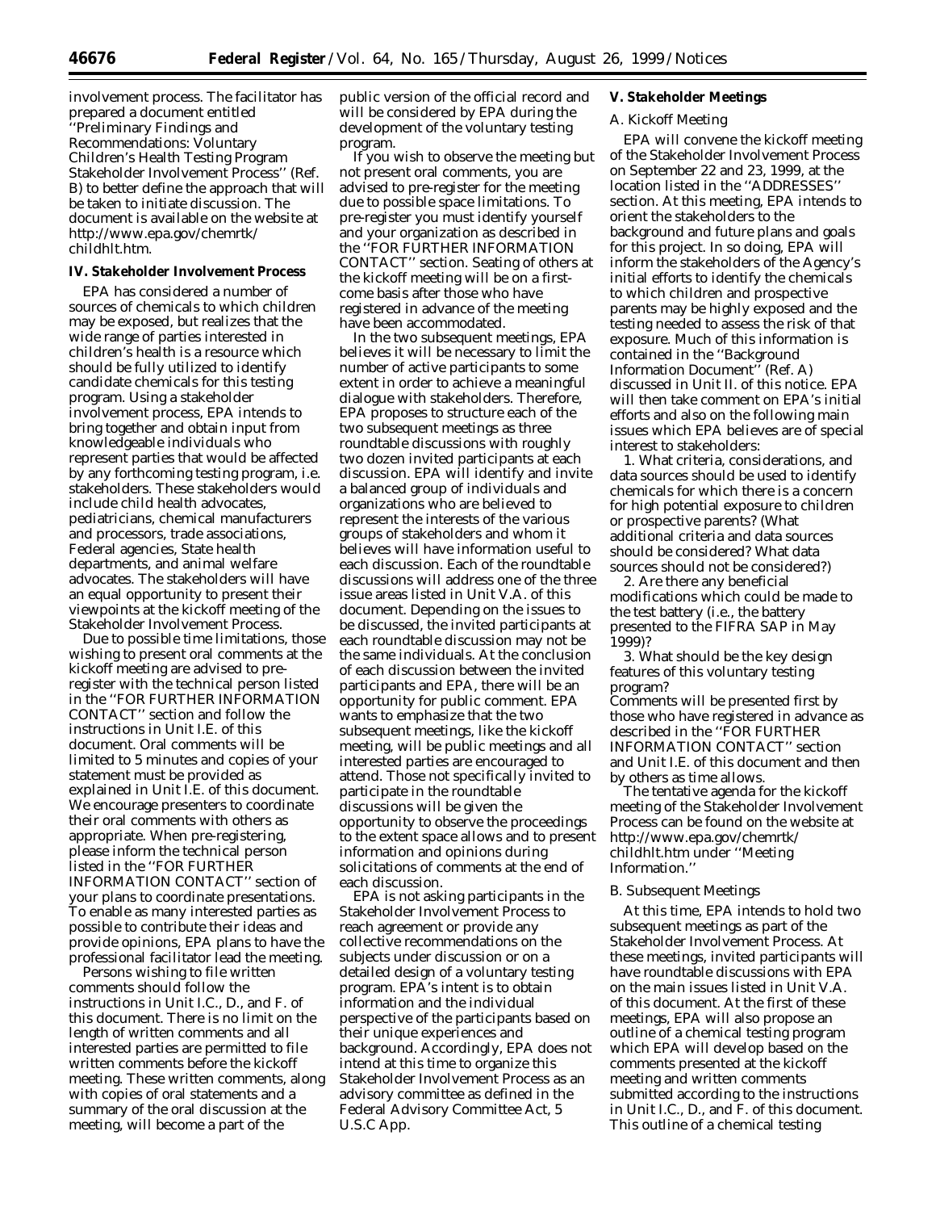involvement process. The facilitator has prepared a document entitled ''Preliminary Findings and Recommendations: Voluntary Children's Health Testing Program Stakeholder Involvement Process'' (Ref. B) to better define the approach that will be taken to initiate discussion. The document is available on the website at http://www.epa.gov/chemrtk/childhlt.htm.

**IV. Stakeholder Involvement Process**

EPA has considered a number of sources of chemicals to which children may be exposed, but realizes that the wide range of parties interested in children's health is a resource which should be fully utilized to identify candidate chemicals for this testing program. Using a stakeholder involvement process, EPA intends to bring together and obtain input from knowledgeable individuals who represent parties that would be affected by any forthcoming testing program, i.e. stakeholders. These stakeholders would include child health advocates, pediatricians, chemical manufacturers and processors, trade associations, Federal agencies, State health departments, and animal welfare advocates. The stakeholders will have an equal opportunity to present their viewpoints at the kickoff meeting of the Stakeholder Involvement Process.

Due to possible time limitations, those wishing to present oral comments at the kickoff meeting are advised to pre-register with the technical person listed in the ''FOR FURTHER INFORMATION CONTACT'' section and follow the instructions in Unit I.E. of this document. Oral comments will be limited to 5 minutes and copies of your statement must be provided as explained in Unit I.E. of this document. We encourage presenters to coordinate their oral comments with others as appropriate. When pre-registering, please inform the technical person listed in the ''FOR FURTHER INFORMATION CONTACT'' section of your plans to coordinate presentations. To enable as many interested parties as possible to contribute their ideas and provide opinions, EPA plans to have the professional facilitator lead the meeting.

Persons wishing to file written comments should follow the instructions in Unit I.C., D., and F. of this document. There is no limit on the length of written comments and all interested parties are permitted to file written comments before the kickoff meeting. These written comments, along with copies of oral statements and a summary of the oral discussion at the meeting, will become a part of the public version of the official record and will be considered by EPA during the development of the voluntary testing program.

If you wish to observe the meeting but not present oral comments, you are advised to pre-register for the meeting due to possible space limitations. To pre-register you must identify yourself and your organization as described in the ''FOR FURTHER INFORMATION CONTACT'' section. Seating of others at the kickoff meeting will be on a first-come basis after those who have registered in advance of the meeting have been accommodated.

In the two subsequent meetings, EPA believes it will be necessary to limit the number of active participants to some extent in order to achieve a meaningful dialogue with stakeholders. Therefore, EPA proposes to structure each of the two subsequent meetings as three roundtable discussions with roughly two dozen invited participants at each discussion. EPA will identify and invite a balanced group of individuals and organizations who are believed to represent the interests of the various groups of stakeholders and whom it believes will have information useful to each discussion. Each of the roundtable discussions will address one of the three issue areas listed in Unit V.A. of this document. Depending on the issues to be discussed, the invited participants at each roundtable discussion may not be the same individuals. At the conclusion of each discussion between the invited participants and EPA, there will be an opportunity for public comment. EPA wants to emphasize that the two subsequent meetings, like the kickoff meeting, will be public meetings and all interested parties are encouraged to attend. Those not specifically invited to participate in the roundtable discussions will be given the opportunity to observe the proceedings to the extent space allows and to present information and opinions during solicitations of comments at the end of each discussion.

EPA is not asking participants in the Stakeholder Involvement Process to reach agreement or provide any collective recommendations on the subjects under discussion or on a detailed design of a voluntary testing program. EPA's intent is to obtain information and the individual perspective of the participants based on their unique experiences and background. Accordingly, EPA does not intend at this time to organize this Stakeholder Involvement Process as an advisory committee as defined in the Federal Advisory Committee Act, 5 U.S.C App.

**V. Stakeholder Meetings**

*A. Kickoff Meeting*

EPA will convene the kickoff meeting of the Stakeholder Involvement Process on September 22 and 23, 1999, at the location listed in the ''ADDRESSES'' section. At this meeting, EPA intends to orient the stakeholders to the background and future plans and goals for this project. In so doing, EPA will inform the stakeholders of the Agency's initial efforts to identify the chemicals to which children and prospective parents may be highly exposed and the testing needed to assess the risk of that exposure. Much of this information is contained in the ''Background Information Document'' (Ref. A) discussed in Unit II. of this notice. EPA will then take comment on EPA's initial efforts and also on the following main issues which EPA believes are of special interest to stakeholders:

1. What criteria, considerations, and data sources should be used to identify chemicals for which there is a concern for high potential exposure to children or prospective parents? (What additional criteria and data sources should be considered? What data sources should not be considered?)

2. Are there any beneficial modifications which could be made to the test battery (i.e., the battery presented to the FIFRA SAP in May 1999)?

3. What should be the key design features of this voluntary testing program?

Comments will be presented first by those who have registered in advance as described in the ''FOR FURTHER INFORMATION CONTACT'' section and Unit I.E. of this document and then by others as time allows.

The tentative agenda for the kickoff meeting of the Stakeholder Involvement Process can be found on the website at http://www.epa.gov/chemrtk/childhlt.htm under ''Meeting Information.''

*B. Subsequent Meetings*

At this time, EPA intends to hold two subsequent meetings as part of the Stakeholder Involvement Process. At these meetings, invited participants will have roundtable discussions with EPA on the main issues listed in Unit V.A. of this document. At the first of these meetings, EPA will also propose an outline of a chemical testing program which EPA will develop based on the comments presented at the kickoff meeting and written comments submitted according to the instructions in Unit I.C., D., and F. of this document. This outline of a chemical testing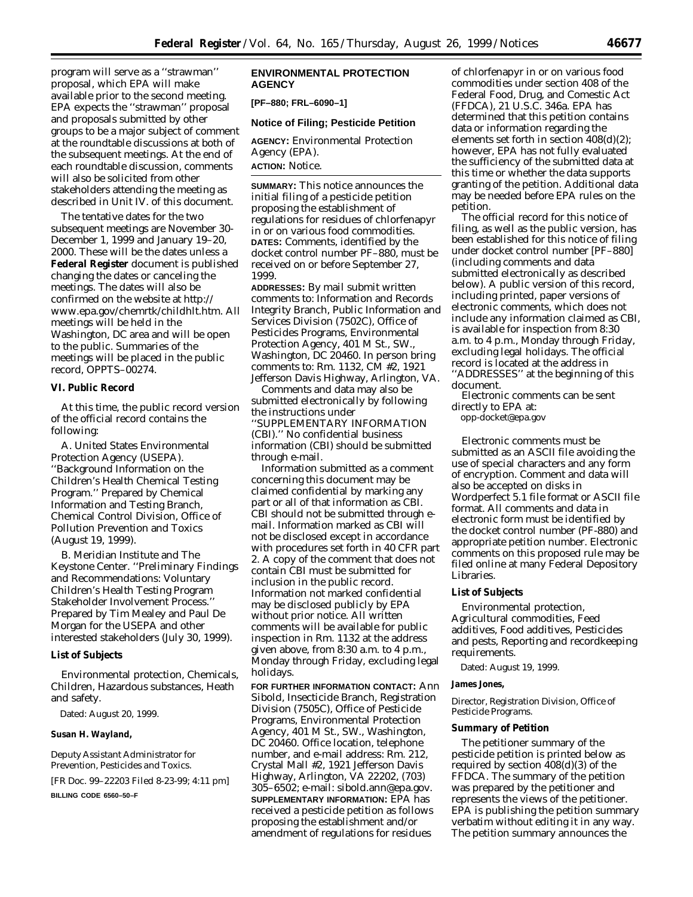program will serve as a ''strawman'' proposal, which EPA will make available prior to the second meeting. EPA expects the ''strawman'' proposal and proposals submitted by other groups to be a major subject of comment at the roundtable discussions at both of the subsequent meetings. At the end of each roundtable discussion, comments will also be solicited from other stakeholders attending the meeting as described in Unit IV. of this document.

The tentative dates for the two subsequent meetings are November 30-December 1, 1999 and January 19–20, 2000. These will be the dates unless a **Federal Register** document is published changing the dates or canceling the meetings. The dates will also be confirmed on the website at http://www.epa.gov/chemrtk/childhlt.htm. All meetings will be held in the Washington, DC area and will be open to the public. Summaries of the meetings will be placed in the public record, OPPTS–00274.

### VI. Public Record

At this time, the public record version of the official record contains the following:

A. United States Environmental Protection Agency (USEPA). ''Background Information on the Children's Health Chemical Testing Program.'' Prepared by Chemical Information and Testing Branch, Chemical Control Division, Office of Pollution Prevention and Toxics (August 19, 1999).

B. Meridian Institute and The Keystone Center. ''Preliminary Findings and Recommendations: Voluntary Children's Health Testing Program Stakeholder Involvement Process.'' Prepared by Tim Mealey and Paul De Morgan for the USEPA and other interested stakeholders (July 30, 1999).

### List of Subjects

Environmental protection, Chemicals, Children, Hazardous substances, Heath and safety.

Dated: August 20, 1999.

**Susan H. Wayland,**

*Deputy Assistant Administrator for Prevention, Pesticides and Toxics.*

[FR Doc. 99–22203 Filed 8-23-99; 4:11 pm]

**BILLING CODE 6560–50–F**

## ENVIRONMENTAL PROTECTION AGENCY

**[PF–880; FRL–6090–1]**

### Notice of Filing; Pesticide Petition

**AGENCY:** Environmental Protection Agency (EPA).

**ACTION:** Notice.

**SUMMARY:** This notice announces the initial filing of a pesticide petition proposing the establishment of regulations for residues of chlorfenapyr in or on various food commodities.

**DATES:** Comments, identified by the docket control number PF–880, must be received on or before September 27, 1999.

**ADDRESSES:** By mail submit written comments to: Information and Records Integrity Branch, Public Information and Services Division (7502C), Office of Pesticides Programs, Environmental Protection Agency, 401 M St., SW., Washington, DC 20460. In person bring comments to: Rm. 1132, CM #2, 1921 Jefferson Davis Highway, Arlington, VA.

Comments and data may also be submitted electronically by following the instructions under ''SUPPLEMENTARY INFORMATION (CBI).'' No confidential business information (CBI) should be submitted through e-mail.

Information submitted as a comment concerning this document may be claimed confidential by marking any part or all of that information as CBI. CBI should not be submitted through e-mail. Information marked as CBI will not be disclosed except in accordance with procedures set forth in 40 CFR part 2. A copy of the comment that does not contain CBI must be submitted for inclusion in the public record. Information not marked confidential may be disclosed publicly by EPA without prior notice. All written comments will be available for public inspection in Rm. 1132 at the address given above, from 8:30 a.m. to 4 p.m., Monday through Friday, excluding legal holidays.

**FOR FURTHER INFORMATION CONTACT:** Ann Sibold, Insecticide Branch, Registration Division (7505C), Office of Pesticide Programs, Environmental Protection Agency, 401 M St., SW., Washington, DC 20460. Office location, telephone number, and e-mail address: Rm. 212, Crystal Mall #2, 1921 Jefferson Davis Highway, Arlington, VA 22202, (703) 305–6502; e-mail: sibold.ann@epa.gov.

**SUPPLEMENTARY INFORMATION:** EPA has received a pesticide petition as follows proposing the establishment and/or amendment of regulations for residues of chlorfenapyr in or on various food commodities under section 408 of the Federal Food, Drug, and Comestic Act (FFDCA), 21 U.S.C. 346a. EPA has determined that this petition contains data or information regarding the elements set forth in section 408(d)(2); however, EPA has not fully evaluated the sufficiency of the submitted data at this time or whether the data supports granting of the petition. Additional data may be needed before EPA rules on the petition.

The official record for this notice of filing, as well as the public version, has been established for this notice of filing under docket control number [PF–880] (including comments and data submitted electronically as described below). A public version of this record, including printed, paper versions of electronic comments, which does not include any information claimed as CBI, is available for inspection from 8:30 a.m. to 4 p.m., Monday through Friday, excluding legal holidays. The official record is located at the address in ''ADDRESSES'' at the beginning of this document.

Electronic comments can be sent directly to EPA at:

opp-docket@epa.gov

Electronic comments must be submitted as an ASCII file avoiding the use of special characters and any form of encryption. Comment and data will also be accepted on disks in Wordperfect 5.1 file format or ASCII file format. All comments and data in electronic form must be identified by the docket control number (PF-880) and appropriate petition number. Electronic comments on this proposed rule may be filed online at many Federal Depository Libraries.

### List of Subjects

Environmental protection, Agricultural commodities, Feed additives, Food additives, Pesticides and pests, Reporting and recordkeeping requirements.

Dated: August 19, 1999.

**James Jones,**

*Director, Registration Division, Office of Pesticide Programs.*

### Summary of Petition

The petitioner summary of the pesticide petition is printed below as required by section 408(d)(3) of the FFDCA. The summary of the petition was prepared by the petitioner and represents the views of the petitioner. EPA is publishing the petition summary verbatim without editing it in any way. The petition summary announces the